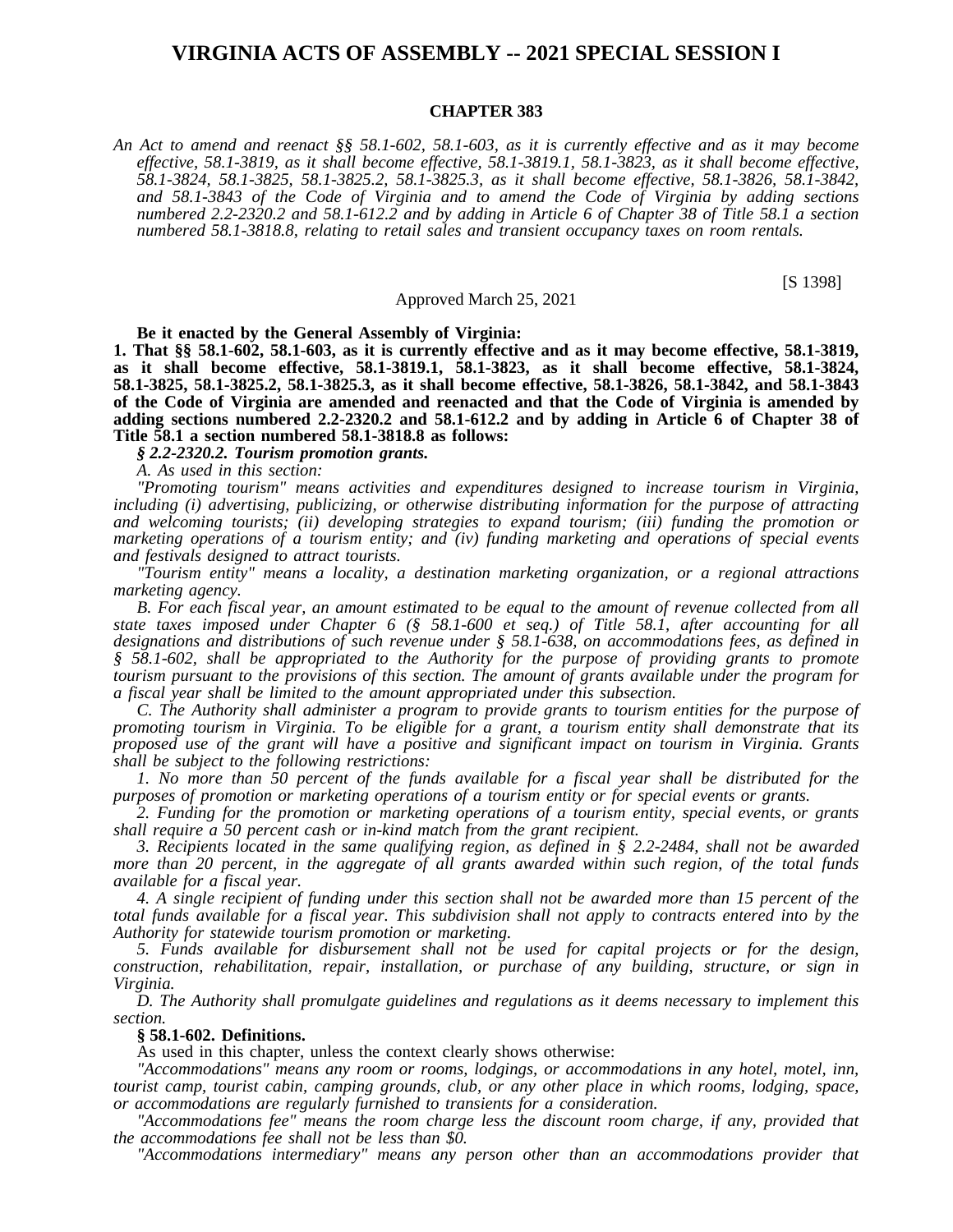# VIRGINIA ACTS OF ASSEMBLY -- 2021 SPECIAL SESSION I

## CHAPTER 383

*An Act to amend and reenact §§ 58.1-602, 58.1-603, as it is currently effective and as it may become effective, 58.1-3819, as it shall become effective, 58.1-3819.1, 58.1-3823, as it shall become effective, 58.1-3824, 58.1-3825, 58.1-3825.2, 58.1-3825.3, as it shall become effective, 58.1-3826, 58.1-3842, and 58.1-3843 of the Code of Virginia and to amend the Code of Virginia by adding sections numbered 2.2-2320.2 and 58.1-612.2 and by adding in Article 6 of Chapter 38 of Title 58.1 a section numbered 58.1-3818.8, relating to retail sales and transient occupancy taxes on room rentals.*

[S 1398]

Approved March 25, 2021

**Be it enacted by the General Assembly of Virginia:**

**1. That §§ 58.1-602, 58.1-603, as it is currently effective and as it may become effective, 58.1-3819, as it shall become effective, 58.1-3819.1, 58.1-3823, as it shall become effective, 58.1-3824, 58.1-3825, 58.1-3825.2, 58.1-3825.3, as it shall become effective, 58.1-3826, 58.1-3842, and 58.1-3843 of the Code of Virginia are amended and reenacted and that the Code of Virginia is amended by adding sections numbered 2.2-2320.2 and 58.1-612.2 and by adding in Article 6 of Chapter 38 of Title 58.1 a section numbered 58.1-3818.8 as follows:**

***§ 2.2-2320.2. Tourism promotion grants.***

*A. As used in this section:*

*"Promoting tourism" means activities and expenditures designed to increase tourism in Virginia, including (i) advertising, publicizing, or otherwise distributing information for the purpose of attracting and welcoming tourists; (ii) developing strategies to expand tourism; (iii) funding the promotion or marketing operations of a tourism entity; and (iv) funding marketing and operations of special events and festivals designed to attract tourists.*

*"Tourism entity" means a locality, a destination marketing organization, or a regional attractions marketing agency.*

*B. For each fiscal year, an amount estimated to be equal to the amount of revenue collected from all state taxes imposed under Chapter 6 (§ 58.1-600 et seq.) of Title 58.1, after accounting for all designations and distributions of such revenue under § 58.1-638, on accommodations fees, as defined in § 58.1-602, shall be appropriated to the Authority for the purpose of providing grants to promote tourism pursuant to the provisions of this section. The amount of grants available under the program for a fiscal year shall be limited to the amount appropriated under this subsection.*

*C. The Authority shall administer a program to provide grants to tourism entities for the purpose of promoting tourism in Virginia. To be eligible for a grant, a tourism entity shall demonstrate that its proposed use of the grant will have a positive and significant impact on tourism in Virginia. Grants shall be subject to the following restrictions:*

*1. No more than 50 percent of the funds available for a fiscal year shall be distributed for the purposes of promotion or marketing operations of a tourism entity or for special events or grants.*

*2. Funding for the promotion or marketing operations of a tourism entity, special events, or grants shall require a 50 percent cash or in-kind match from the grant recipient.*

*3. Recipients located in the same qualifying region, as defined in § 2.2-2484, shall not be awarded more than 20 percent, in the aggregate of all grants awarded within such region, of the total funds available for a fiscal year.*

*4. A single recipient of funding under this section shall not be awarded more than 15 percent of the total funds available for a fiscal year. This subdivision shall not apply to contracts entered into by the Authority for statewide tourism promotion or marketing.*

*5. Funds available for disbursement shall not be used for capital projects or for the design, construction, rehabilitation, repair, installation, or purchase of any building, structure, or sign in Virginia.*

*D. The Authority shall promulgate guidelines and regulations as it deems necessary to implement this section.*

**§ 58.1-602. Definitions.**

As used in this chapter, unless the context clearly shows otherwise:

*"Accommodations" means any room or rooms, lodgings, or accommodations in any hotel, motel, inn, tourist camp, tourist cabin, camping grounds, club, or any other place in which rooms, lodging, space, or accommodations are regularly furnished to transients for a consideration.*

*"Accommodations fee" means the room charge less the discount room charge, if any, provided that the accommodations fee shall not be less than $0.*

*"Accommodations intermediary" means any person other than an accommodations provider that*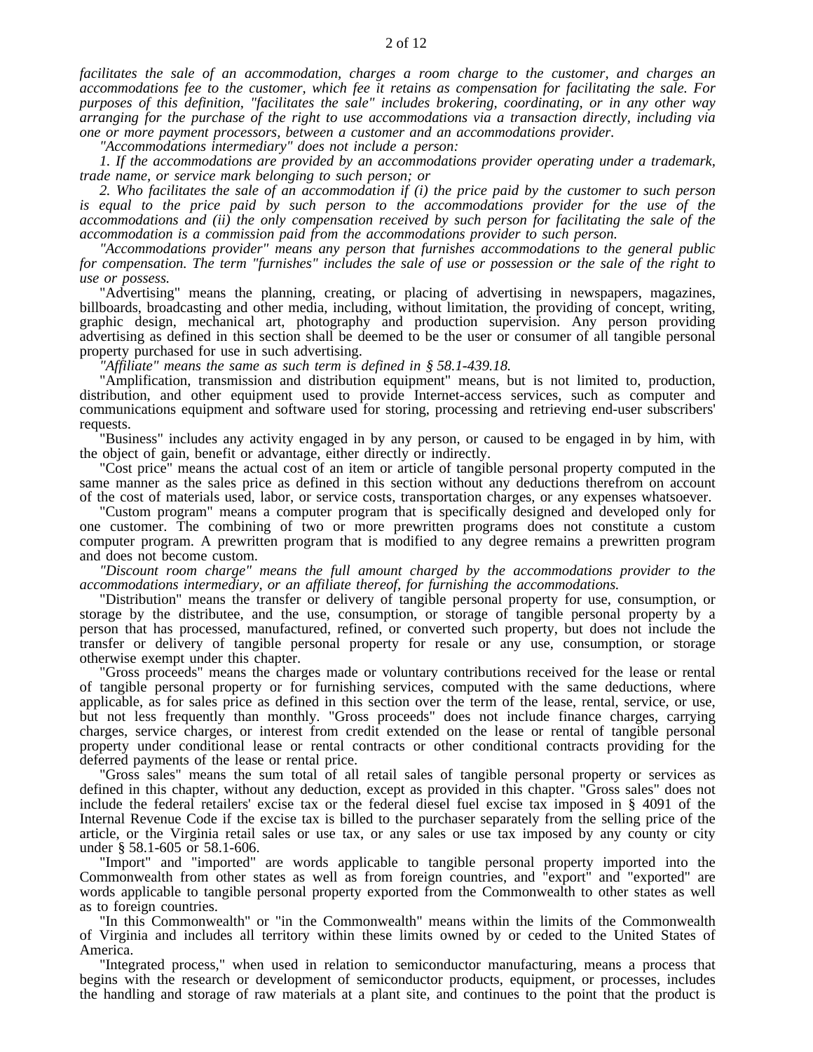*facilitates the sale of an accommodation, charges a room charge to the customer, and charges an accommodations fee to the customer, which fee it retains as compensation for facilitating the sale. For purposes of this definition, "facilitates the sale" includes brokering, coordinating, or in any other way arranging for the purchase of the right to use accommodations via a transaction directly, including via one or more payment processors, between a customer and an accommodations provider.*

*"Accommodations intermediary" does not include a person:*

*1. If the accommodations are provided by an accommodations provider operating under a trademark, trade name, or service mark belonging to such person; or*

*2. Who facilitates the sale of an accommodation if (i) the price paid by the customer to such person is equal to the price paid by such person to the accommodations provider for the use of the accommodations and (ii) the only compensation received by such person for facilitating the sale of the accommodation is a commission paid from the accommodations provider to such person.*

*"Accommodations provider" means any person that furnishes accommodations to the general public for compensation. The term "furnishes" includes the sale of use or possession or the sale of the right to use or possess.*

"Advertising" means the planning, creating, or placing of advertising in newspapers, magazines, billboards, broadcasting and other media, including, without limitation, the providing of concept, writing, graphic design, mechanical art, photography and production supervision. Any person providing advertising as defined in this section shall be deemed to be the user or consumer of all tangible personal property purchased for use in such advertising.

*"Affiliate" means the same as such term is defined in § 58.1-439.18.*

"Amplification, transmission and distribution equipment" means, but is not limited to, production, distribution, and other equipment used to provide Internet-access services, such as computer and communications equipment and software used for storing, processing and retrieving end-user subscribers' requests.

"Business" includes any activity engaged in by any person, or caused to be engaged in by him, with the object of gain, benefit or advantage, either directly or indirectly.

"Cost price" means the actual cost of an item or article of tangible personal property computed in the same manner as the sales price as defined in this section without any deductions therefrom on account of the cost of materials used, labor, or service costs, transportation charges, or any expenses whatsoever.

"Custom program" means a computer program that is specifically designed and developed only for one customer. The combining of two or more prewritten programs does not constitute a custom computer program. A prewritten program that is modified to any degree remains a prewritten program and does not become custom.

*"Discount room charge" means the full amount charged by the accommodations provider to the accommodations intermediary, or an affiliate thereof, for furnishing the accommodations.*

"Distribution" means the transfer or delivery of tangible personal property for use, consumption, or storage by the distributee, and the use, consumption, or storage of tangible personal property by a person that has processed, manufactured, refined, or converted such property, but does not include the transfer or delivery of tangible personal property for resale or any use, consumption, or storage otherwise exempt under this chapter.

"Gross proceeds" means the charges made or voluntary contributions received for the lease or rental of tangible personal property or for furnishing services, computed with the same deductions, where applicable, as for sales price as defined in this section over the term of the lease, rental, service, or use, but not less frequently than monthly. "Gross proceeds" does not include finance charges, carrying charges, service charges, or interest from credit extended on the lease or rental of tangible personal property under conditional lease or rental contracts or other conditional contracts providing for the deferred payments of the lease or rental price.

"Gross sales" means the sum total of all retail sales of tangible personal property or services as defined in this chapter, without any deduction, except as provided in this chapter. "Gross sales" does not include the federal retailers' excise tax or the federal diesel fuel excise tax imposed in § 4091 of the Internal Revenue Code if the excise tax is billed to the purchaser separately from the selling price of the article, or the Virginia retail sales or use tax, or any sales or use tax imposed by any county or city under § 58.1-605 or 58.1-606.

"Import" and "imported" are words applicable to tangible personal property imported into the Commonwealth from other states as well as from foreign countries, and "export" and "exported" are words applicable to tangible personal property exported from the Commonwealth to other states as well as to foreign countries.

"In this Commonwealth" or "in the Commonwealth" means within the limits of the Commonwealth of Virginia and includes all territory within these limits owned by or ceded to the United States of America.

"Integrated process," when used in relation to semiconductor manufacturing, means a process that begins with the research or development of semiconductor products, equipment, or processes, includes the handling and storage of raw materials at a plant site, and continues to the point that the product is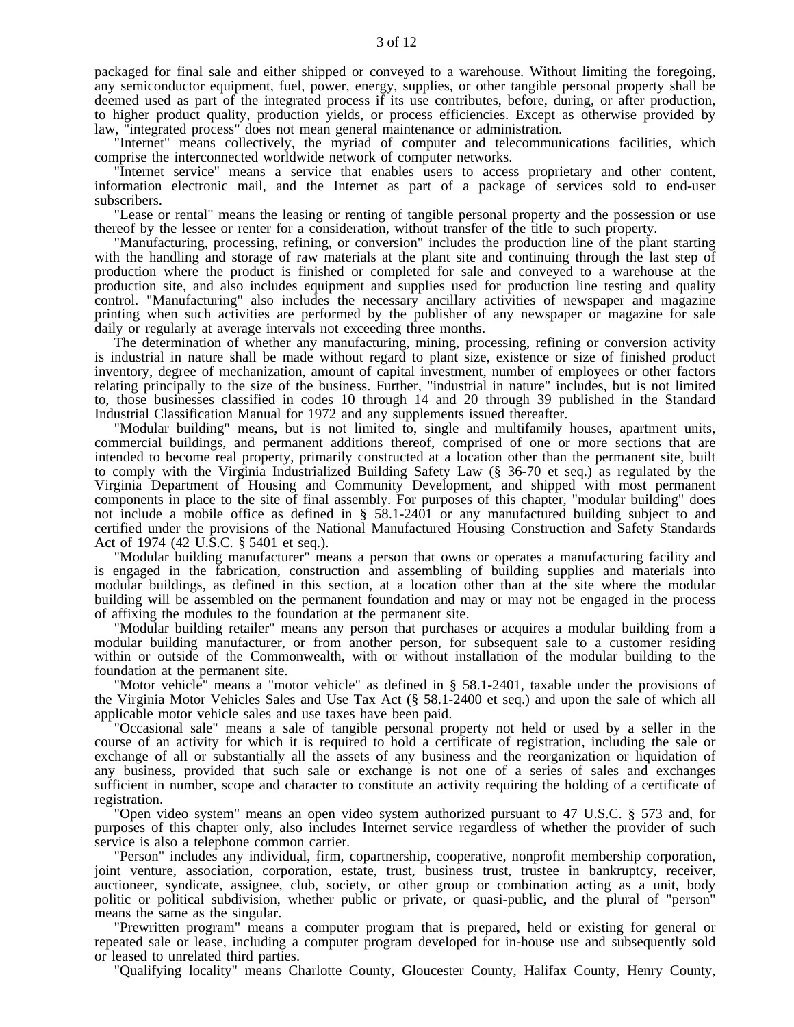packaged for final sale and either shipped or conveyed to a warehouse. Without limiting the foregoing, any semiconductor equipment, fuel, power, energy, supplies, or other tangible personal property shall be deemed used as part of the integrated process if its use contributes, before, during, or after production, to higher product quality, production yields, or process efficiencies. Except as otherwise provided by law, "integrated process" does not mean general maintenance or administration.

"Internet" means collectively, the myriad of computer and telecommunications facilities, which comprise the interconnected worldwide network of computer networks.

"Internet service" means a service that enables users to access proprietary and other content, information electronic mail, and the Internet as part of a package of services sold to end-user subscribers.

"Lease or rental" means the leasing or renting of tangible personal property and the possession or use thereof by the lessee or renter for a consideration, without transfer of the title to such property.

"Manufacturing, processing, refining, or conversion" includes the production line of the plant starting with the handling and storage of raw materials at the plant site and continuing through the last step of production where the product is finished or completed for sale and conveyed to a warehouse at the production site, and also includes equipment and supplies used for production line testing and quality control. "Manufacturing" also includes the necessary ancillary activities of newspaper and magazine printing when such activities are performed by the publisher of any newspaper or magazine for sale daily or regularly at average intervals not exceeding three months.

The determination of whether any manufacturing, mining, processing, refining or conversion activity is industrial in nature shall be made without regard to plant size, existence or size of finished product inventory, degree of mechanization, amount of capital investment, number of employees or other factors relating principally to the size of the business. Further, "industrial in nature" includes, but is not limited to, those businesses classified in codes 10 through 14 and 20 through 39 published in the Standard Industrial Classification Manual for 1972 and any supplements issued thereafter.

"Modular building" means, but is not limited to, single and multifamily houses, apartment units, commercial buildings, and permanent additions thereof, comprised of one or more sections that are intended to become real property, primarily constructed at a location other than the permanent site, built to comply with the Virginia Industrialized Building Safety Law (§ 36-70 et seq.) as regulated by the Virginia Department of Housing and Community Development, and shipped with most permanent components in place to the site of final assembly. For purposes of this chapter, "modular building" does not include a mobile office as defined in § 58.1-2401 or any manufactured building subject to and certified under the provisions of the National Manufactured Housing Construction and Safety Standards Act of 1974 (42 U.S.C. § 5401 et seq.).

"Modular building manufacturer" means a person that owns or operates a manufacturing facility and is engaged in the fabrication, construction and assembling of building supplies and materials into modular buildings, as defined in this section, at a location other than at the site where the modular building will be assembled on the permanent foundation and may or may not be engaged in the process of affixing the modules to the foundation at the permanent site.

"Modular building retailer" means any person that purchases or acquires a modular building from a modular building manufacturer, or from another person, for subsequent sale to a customer residing within or outside of the Commonwealth, with or without installation of the modular building to the foundation at the permanent site.

"Motor vehicle" means a "motor vehicle" as defined in § 58.1-2401, taxable under the provisions of the Virginia Motor Vehicles Sales and Use Tax Act (§ 58.1-2400 et seq.) and upon the sale of which all applicable motor vehicle sales and use taxes have been paid.

"Occasional sale" means a sale of tangible personal property not held or used by a seller in the course of an activity for which it is required to hold a certificate of registration, including the sale or exchange of all or substantially all the assets of any business and the reorganization or liquidation of any business, provided that such sale or exchange is not one of a series of sales and exchanges sufficient in number, scope and character to constitute an activity requiring the holding of a certificate of registration.

"Open video system" means an open video system authorized pursuant to 47 U.S.C. § 573 and, for purposes of this chapter only, also includes Internet service regardless of whether the provider of such service is also a telephone common carrier.

"Person" includes any individual, firm, copartnership, cooperative, nonprofit membership corporation, joint venture, association, corporation, estate, trust, business trust, trustee in bankruptcy, receiver, auctioneer, syndicate, assignee, club, society, or other group or combination acting as a unit, body politic or political subdivision, whether public or private, or quasi-public, and the plural of "person" means the same as the singular.

"Prewritten program" means a computer program that is prepared, held or existing for general or repeated sale or lease, including a computer program developed for in-house use and subsequently sold or leased to unrelated third parties.

"Qualifying locality" means Charlotte County, Gloucester County, Halifax County, Henry County,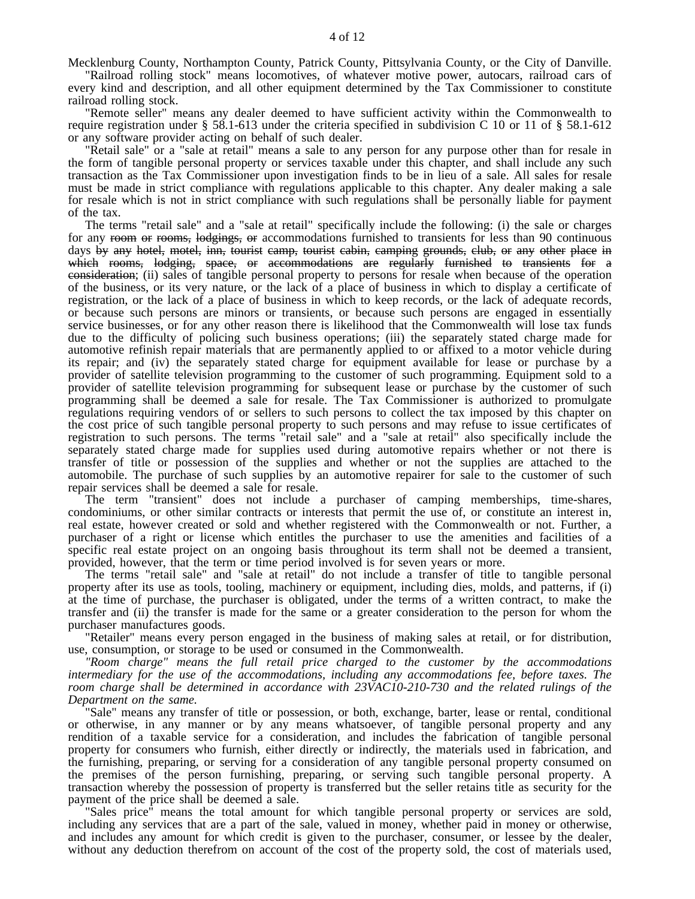Mecklenburg County, Northampton County, Patrick County, Pittsylvania County, or the City of Danville.

"Railroad rolling stock" means locomotives, of whatever motive power, autocars, railroad cars of every kind and description, and all other equipment determined by the Tax Commissioner to constitute railroad rolling stock.

"Remote seller" means any dealer deemed to have sufficient activity within the Commonwealth to require registration under § 58.1-613 under the criteria specified in subdivision C 10 or 11 of § 58.1-612 or any software provider acting on behalf of such dealer.

"Retail sale" or a "sale at retail" means a sale to any person for any purpose other than for resale in the form of tangible personal property or services taxable under this chapter, and shall include any such transaction as the Tax Commissioner upon investigation finds to be in lieu of a sale. All sales for resale must be made in strict compliance with regulations applicable to this chapter. Any dealer making a sale for resale which is not in strict compliance with such regulations shall be personally liable for payment of the tax.

The terms "retail sale" and a "sale at retail" specifically include the following: (i) the sale or charges for any ~~room or rooms, lodgings, or~~ accommodations furnished to transients for less than 90 continuous days ~~by any hotel, motel, inn, tourist camp, tourist cabin, camping grounds, club, or any other place in which rooms, lodging, space, or accommodations are regularly furnished to transients for a consideration~~; (ii) sales of tangible personal property to persons for resale when because of the operation of the business, or its very nature, or the lack of a place of business in which to display a certificate of registration, or the lack of a place of business in which to keep records, or the lack of adequate records, or because such persons are minors or transients, or because such persons are engaged in essentially service businesses, or for any other reason there is likelihood that the Commonwealth will lose tax funds due to the difficulty of policing such business operations; (iii) the separately stated charge made for automotive refinish repair materials that are permanently applied to or affixed to a motor vehicle during its repair; and (iv) the separately stated charge for equipment available for lease or purchase by a provider of satellite television programming to the customer of such programming. Equipment sold to a provider of satellite television programming for subsequent lease or purchase by the customer of such programming shall be deemed a sale for resale. The Tax Commissioner is authorized to promulgate regulations requiring vendors of or sellers to such persons to collect the tax imposed by this chapter on the cost price of such tangible personal property to such persons and may refuse to issue certificates of registration to such persons. The terms "retail sale" and a "sale at retail" also specifically include the separately stated charge made for supplies used during automotive repairs whether or not there is transfer of title or possession of the supplies and whether or not the supplies are attached to the automobile. The purchase of such supplies by an automotive repairer for sale to the customer of such repair services shall be deemed a sale for resale.

The term "transient" does not include a purchaser of camping memberships, time-shares, condominiums, or other similar contracts or interests that permit the use of, or constitute an interest in, real estate, however created or sold and whether registered with the Commonwealth or not. Further, a purchaser of a right or license which entitles the purchaser to use the amenities and facilities of a specific real estate project on an ongoing basis throughout its term shall not be deemed a transient, provided, however, that the term or time period involved is for seven years or more.

The terms "retail sale" and "sale at retail" do not include a transfer of title to tangible personal property after its use as tools, tooling, machinery or equipment, including dies, molds, and patterns, if (i) at the time of purchase, the purchaser is obligated, under the terms of a written contract, to make the transfer and (ii) the transfer is made for the same or a greater consideration to the person for whom the purchaser manufactures goods.

"Retailer" means every person engaged in the business of making sales at retail, or for distribution, use, consumption, or storage to be used or consumed in the Commonwealth.

*"Room charge" means the full retail price charged to the customer by the accommodations intermediary for the use of the accommodations, including any accommodations fee, before taxes. The room charge shall be determined in accordance with 23VAC10-210-730 and the related rulings of the Department on the same.*

"Sale" means any transfer of title or possession, or both, exchange, barter, lease or rental, conditional or otherwise, in any manner or by any means whatsoever, of tangible personal property and any rendition of a taxable service for a consideration, and includes the fabrication of tangible personal property for consumers who furnish, either directly or indirectly, the materials used in fabrication, and the furnishing, preparing, or serving for a consideration of any tangible personal property consumed on the premises of the person furnishing, preparing, or serving such tangible personal property. A transaction whereby the possession of property is transferred but the seller retains title as security for the payment of the price shall be deemed a sale.

"Sales price" means the total amount for which tangible personal property or services are sold, including any services that are a part of the sale, valued in money, whether paid in money or otherwise, and includes any amount for which credit is given to the purchaser, consumer, or lessee by the dealer, without any deduction therefrom on account of the cost of the property sold, the cost of materials used,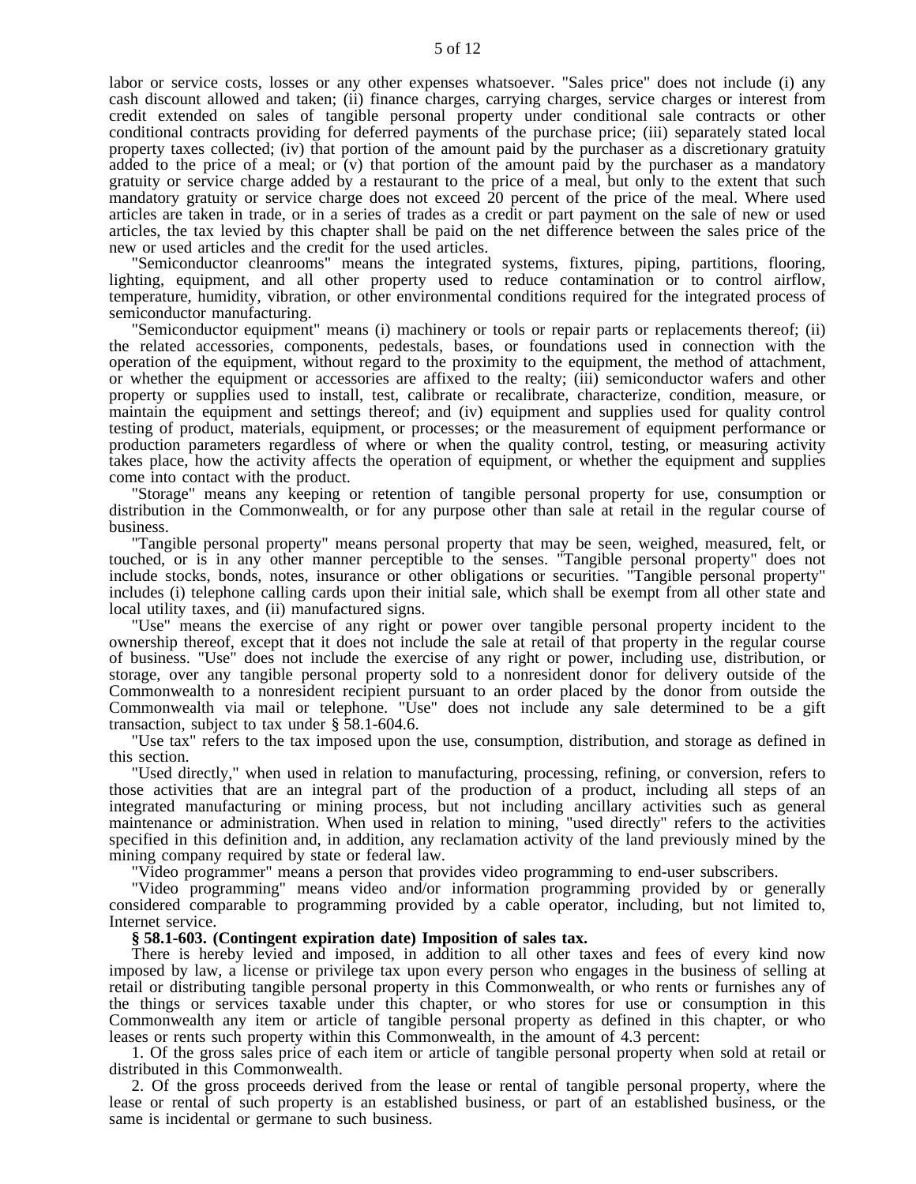labor or service costs, losses or any other expenses whatsoever. "Sales price" does not include (i) any cash discount allowed and taken; (ii) finance charges, carrying charges, service charges or interest from credit extended on sales of tangible personal property under conditional sale contracts or other conditional contracts providing for deferred payments of the purchase price; (iii) separately stated local property taxes collected; (iv) that portion of the amount paid by the purchaser as a discretionary gratuity added to the price of a meal; or (v) that portion of the amount paid by the purchaser as a mandatory gratuity or service charge added by a restaurant to the price of a meal, but only to the extent that such mandatory gratuity or service charge does not exceed 20 percent of the price of the meal. Where used articles are taken in trade, or in a series of trades as a credit or part payment on the sale of new or used articles, the tax levied by this chapter shall be paid on the net difference between the sales price of the new or used articles and the credit for the used articles.

"Semiconductor cleanrooms" means the integrated systems, fixtures, piping, partitions, flooring, lighting, equipment, and all other property used to reduce contamination or to control airflow, temperature, humidity, vibration, or other environmental conditions required for the integrated process of semiconductor manufacturing.

"Semiconductor equipment" means (i) machinery or tools or repair parts or replacements thereof; (ii) the related accessories, components, pedestals, bases, or foundations used in connection with the operation of the equipment, without regard to the proximity to the equipment, the method of attachment, or whether the equipment or accessories are affixed to the realty; (iii) semiconductor wafers and other property or supplies used to install, test, calibrate or recalibrate, characterize, condition, measure, or maintain the equipment and settings thereof; and (iv) equipment and supplies used for quality control testing of product, materials, equipment, or processes; or the measurement of equipment performance or production parameters regardless of where or when the quality control, testing, or measuring activity takes place, how the activity affects the operation of equipment, or whether the equipment and supplies come into contact with the product.

"Storage" means any keeping or retention of tangible personal property for use, consumption or distribution in the Commonwealth, or for any purpose other than sale at retail in the regular course of business.

"Tangible personal property" means personal property that may be seen, weighed, measured, felt, or touched, or is in any other manner perceptible to the senses. "Tangible personal property" does not include stocks, bonds, notes, insurance or other obligations or securities. "Tangible personal property" includes (i) telephone calling cards upon their initial sale, which shall be exempt from all other state and local utility taxes, and (ii) manufactured signs.

"Use" means the exercise of any right or power over tangible personal property incident to the ownership thereof, except that it does not include the sale at retail of that property in the regular course of business. "Use" does not include the exercise of any right or power, including use, distribution, or storage, over any tangible personal property sold to a nonresident donor for delivery outside of the Commonwealth to a nonresident recipient pursuant to an order placed by the donor from outside the Commonwealth via mail or telephone. "Use" does not include any sale determined to be a gift transaction, subject to tax under § 58.1-604.6.

"Use tax" refers to the tax imposed upon the use, consumption, distribution, and storage as defined in this section.

"Used directly," when used in relation to manufacturing, processing, refining, or conversion, refers to those activities that are an integral part of the production of a product, including all steps of an integrated manufacturing or mining process, but not including ancillary activities such as general maintenance or administration. When used in relation to mining, "used directly" refers to the activities specified in this definition and, in addition, any reclamation activity of the land previously mined by the mining company required by state or federal law.

"Video programmer" means a person that provides video programming to end-user subscribers.

"Video programming" means video and/or information programming provided by or generally considered comparable to programming provided by a cable operator, including, but not limited to, Internet service.

**§ 58.1-603. (Contingent expiration date) Imposition of sales tax.**

There is hereby levied and imposed, in addition to all other taxes and fees of every kind now imposed by law, a license or privilege tax upon every person who engages in the business of selling at retail or distributing tangible personal property in this Commonwealth, or who rents or furnishes any of the things or services taxable under this chapter, or who stores for use or consumption in this Commonwealth any item or article of tangible personal property as defined in this chapter, or who leases or rents such property within this Commonwealth, in the amount of 4.3 percent:

1. Of the gross sales price of each item or article of tangible personal property when sold at retail or distributed in this Commonwealth.

2. Of the gross proceeds derived from the lease or rental of tangible personal property, where the lease or rental of such property is an established business, or part of an established business, or the same is incidental or germane to such business.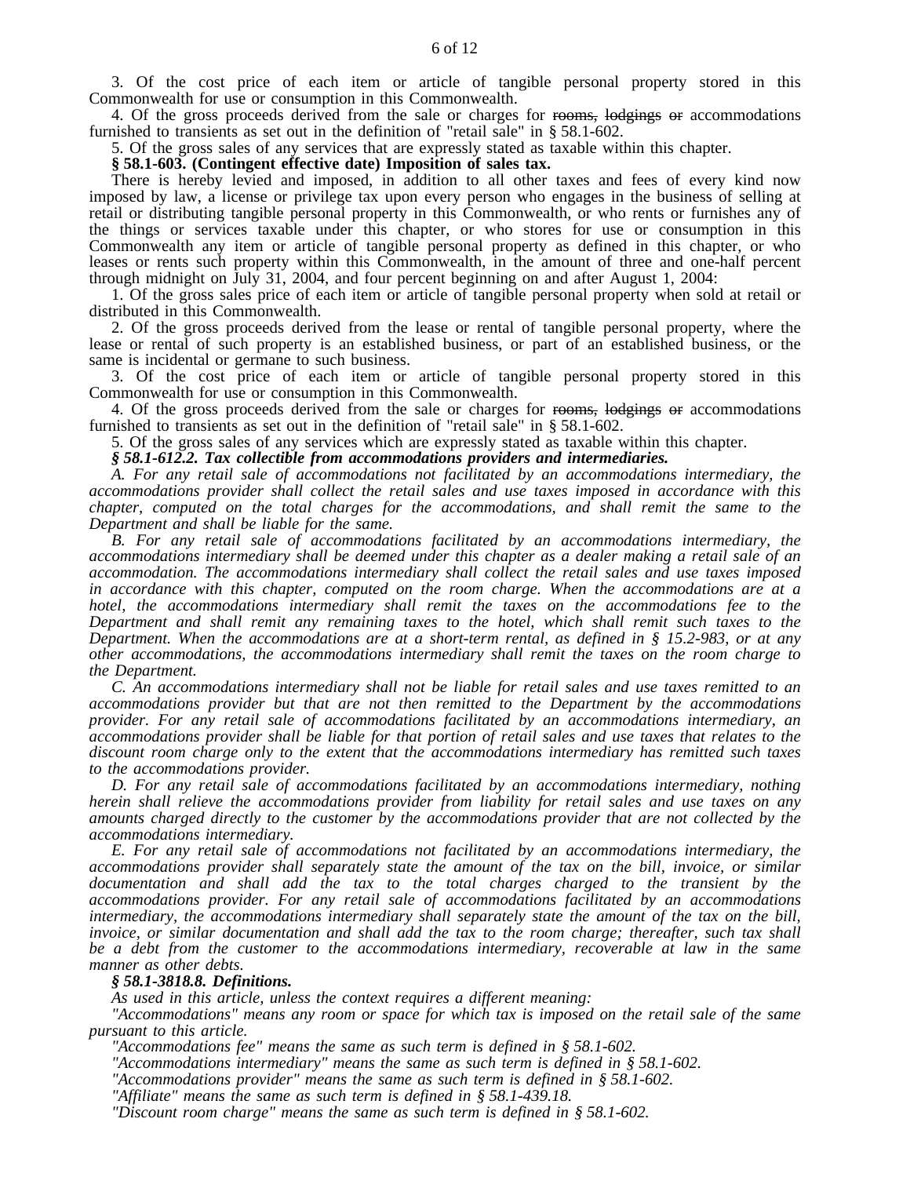3. Of the cost price of each item or article of tangible personal property stored in this Commonwealth for use or consumption in this Commonwealth.

4. Of the gross proceeds derived from the sale or charges for ~~rooms, lodgings or~~ accommodations furnished to transients as set out in the definition of "retail sale" in § 58.1-602.

5. Of the gross sales of any services that are expressly stated as taxable within this chapter.

**§ 58.1-603. (Contingent effective date) Imposition of sales tax.**

There is hereby levied and imposed, in addition to all other taxes and fees of every kind now imposed by law, a license or privilege tax upon every person who engages in the business of selling at retail or distributing tangible personal property in this Commonwealth, or who rents or furnishes any of the things or services taxable under this chapter, or who stores for use or consumption in this Commonwealth any item or article of tangible personal property as defined in this chapter, or who leases or rents such property within this Commonwealth, in the amount of three and one-half percent through midnight on July 31, 2004, and four percent beginning on and after August 1, 2004:

1. Of the gross sales price of each item or article of tangible personal property when sold at retail or distributed in this Commonwealth.

2. Of the gross proceeds derived from the lease or rental of tangible personal property, where the lease or rental of such property is an established business, or part of an established business, or the same is incidental or germane to such business.

3. Of the cost price of each item or article of tangible personal property stored in this Commonwealth for use or consumption in this Commonwealth.

4. Of the gross proceeds derived from the sale or charges for ~~rooms, lodgings or~~ accommodations furnished to transients as set out in the definition of "retail sale" in § 58.1-602.

5. Of the gross sales of any services which are expressly stated as taxable within this chapter.

***§ 58.1-612.2. Tax collectible from accommodations providers and intermediaries.***

*A. For any retail sale of accommodations not facilitated by an accommodations intermediary, the accommodations provider shall collect the retail sales and use taxes imposed in accordance with this chapter, computed on the total charges for the accommodations, and shall remit the same to the Department and shall be liable for the same.*

*B. For any retail sale of accommodations facilitated by an accommodations intermediary, the accommodations intermediary shall be deemed under this chapter as a dealer making a retail sale of an accommodation. The accommodations intermediary shall collect the retail sales and use taxes imposed in accordance with this chapter, computed on the room charge. When the accommodations are at a hotel, the accommodations intermediary shall remit the taxes on the accommodations fee to the Department and shall remit any remaining taxes to the hotel, which shall remit such taxes to the Department. When the accommodations are at a short-term rental, as defined in § 15.2-983, or at any other accommodations, the accommodations intermediary shall remit the taxes on the room charge to the Department.*

*C. An accommodations intermediary shall not be liable for retail sales and use taxes remitted to an accommodations provider but that are not then remitted to the Department by the accommodations provider. For any retail sale of accommodations facilitated by an accommodations intermediary, an accommodations provider shall be liable for that portion of retail sales and use taxes that relates to the discount room charge only to the extent that the accommodations intermediary has remitted such taxes to the accommodations provider.*

*D. For any retail sale of accommodations facilitated by an accommodations intermediary, nothing herein shall relieve the accommodations provider from liability for retail sales and use taxes on any amounts charged directly to the customer by the accommodations provider that are not collected by the accommodations intermediary.*

*E. For any retail sale of accommodations not facilitated by an accommodations intermediary, the accommodations provider shall separately state the amount of the tax on the bill, invoice, or similar documentation and shall add the tax to the total charges charged to the transient by the accommodations provider. For any retail sale of accommodations facilitated by an accommodations intermediary, the accommodations intermediary shall separately state the amount of the tax on the bill, invoice, or similar documentation and shall add the tax to the room charge; thereafter, such tax shall be a debt from the customer to the accommodations intermediary, recoverable at law in the same manner as other debts.*

***§ 58.1-3818.8. Definitions.***

*As used in this article, unless the context requires a different meaning:*

*"Accommodations" means any room or space for which tax is imposed on the retail sale of the same pursuant to this article.*

*"Accommodations fee" means the same as such term is defined in § 58.1-602.*

*"Accommodations intermediary" means the same as such term is defined in § 58.1-602.*

*"Accommodations provider" means the same as such term is defined in § 58.1-602.*

*"Affiliate" means the same as such term is defined in § 58.1-439.18.*

*"Discount room charge" means the same as such term is defined in § 58.1-602.*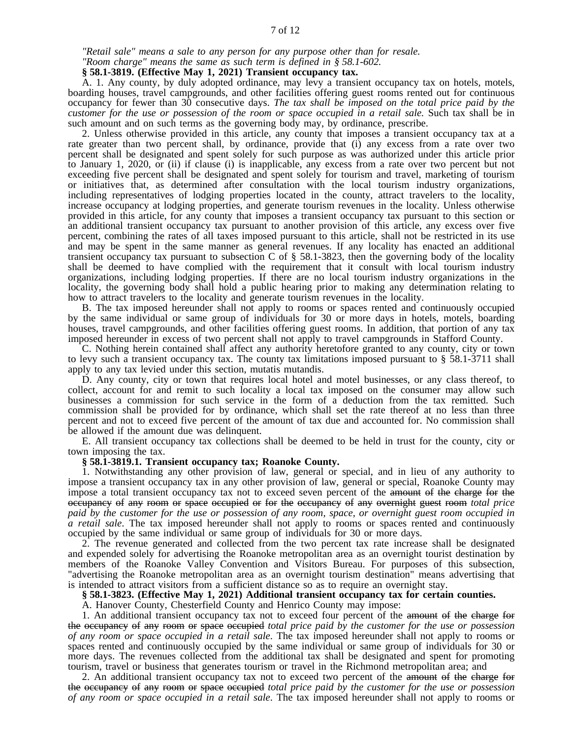*"Retail sale" means a sale to any person for any purpose other than for resale.*

*"Room charge" means the same as such term is defined in § 58.1-602.*

**§ 58.1-3819. (Effective May 1, 2021) Transient occupancy tax.**

A. 1. Any county, by duly adopted ordinance, may levy a transient occupancy tax on hotels, motels, boarding houses, travel campgrounds, and other facilities offering guest rooms rented out for continuous occupancy for fewer than 30 consecutive days. *The tax shall be imposed on the total price paid by the customer for the use or possession of the room or space occupied in a retail sale.* Such tax shall be in such amount and on such terms as the governing body may, by ordinance, prescribe.

2. Unless otherwise provided in this article, any county that imposes a transient occupancy tax at a rate greater than two percent shall, by ordinance, provide that (i) any excess from a rate over two percent shall be designated and spent solely for such purpose as was authorized under this article prior to January 1, 2020, or (ii) if clause (i) is inapplicable, any excess from a rate over two percent but not exceeding five percent shall be designated and spent solely for tourism and travel, marketing of tourism or initiatives that, as determined after consultation with the local tourism industry organizations, including representatives of lodging properties located in the county, attract travelers to the locality, increase occupancy at lodging properties, and generate tourism revenues in the locality. Unless otherwise provided in this article, for any county that imposes a transient occupancy tax pursuant to this section or an additional transient occupancy tax pursuant to another provision of this article, any excess over five percent, combining the rates of all taxes imposed pursuant to this article, shall not be restricted in its use and may be spent in the same manner as general revenues. If any locality has enacted an additional transient occupancy tax pursuant to subsection C of § 58.1-3823, then the governing body of the locality shall be deemed to have complied with the requirement that it consult with local tourism industry organizations, including lodging properties. If there are no local tourism industry organizations in the locality, the governing body shall hold a public hearing prior to making any determination relating to how to attract travelers to the locality and generate tourism revenues in the locality.

B. The tax imposed hereunder shall not apply to rooms or spaces rented and continuously occupied by the same individual or same group of individuals for 30 or more days in hotels, motels, boarding houses, travel campgrounds, and other facilities offering guest rooms. In addition, that portion of any tax imposed hereunder in excess of two percent shall not apply to travel campgrounds in Stafford County.

C. Nothing herein contained shall affect any authority heretofore granted to any county, city or town to levy such a transient occupancy tax. The county tax limitations imposed pursuant to § 58.1-3711 shall apply to any tax levied under this section, mutatis mutandis.

D. Any county, city or town that requires local hotel and motel businesses, or any class thereof, to collect, account for and remit to such locality a local tax imposed on the consumer may allow such businesses a commission for such service in the form of a deduction from the tax remitted. Such commission shall be provided for by ordinance, which shall set the rate thereof at no less than three percent and not to exceed five percent of the amount of tax due and accounted for. No commission shall be allowed if the amount due was delinquent.

E. All transient occupancy tax collections shall be deemed to be held in trust for the county, city or town imposing the tax.

**§ 58.1-3819.1. Transient occupancy tax; Roanoke County.**

1. Notwithstanding any other provision of law, general or special, and in lieu of any authority to impose a transient occupancy tax in any other provision of law, general or special, Roanoke County may impose a total transient occupancy tax not to exceed seven percent of the ~~amount of the charge for the occupancy of any room or space occupied or for the occupancy of any overnight guest room~~ *total price paid by the customer for the use or possession of any room, space, or overnight guest room occupied in a retail sale*. The tax imposed hereunder shall not apply to rooms or spaces rented and continuously occupied by the same individual or same group of individuals for 30 or more days.

2. The revenue generated and collected from the two percent tax rate increase shall be designated and expended solely for advertising the Roanoke metropolitan area as an overnight tourist destination by members of the Roanoke Valley Convention and Visitors Bureau. For purposes of this subsection, "advertising the Roanoke metropolitan area as an overnight tourism destination" means advertising that is intended to attract visitors from a sufficient distance so as to require an overnight stay.

**§ 58.1-3823. (Effective May 1, 2021) Additional transient occupancy tax for certain counties.**

A. Hanover County, Chesterfield County and Henrico County may impose:

1. An additional transient occupancy tax not to exceed four percent of the ~~amount of the charge for the occupancy of any room or space occupied~~ *total price paid by the customer for the use or possession of any room or space occupied in a retail sale*. The tax imposed hereunder shall not apply to rooms or spaces rented and continuously occupied by the same individual or same group of individuals for 30 or more days. The revenues collected from the additional tax shall be designated and spent for promoting tourism, travel or business that generates tourism or travel in the Richmond metropolitan area; and

2. An additional transient occupancy tax not to exceed two percent of the ~~amount of the charge for the occupancy of any room or space occupied~~ *total price paid by the customer for the use or possession of any room or space occupied in a retail sale*. The tax imposed hereunder shall not apply to rooms or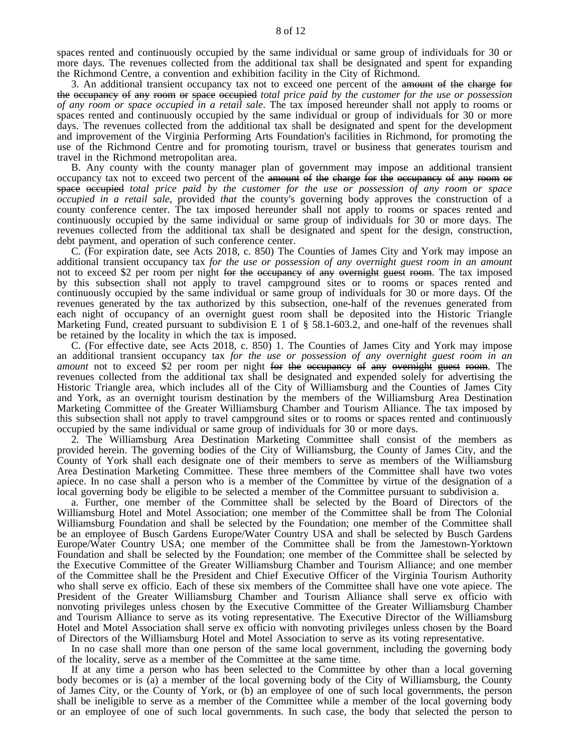spaces rented and continuously occupied by the same individual or same group of individuals for 30 or more days. The revenues collected from the additional tax shall be designated and spent for expanding the Richmond Centre, a convention and exhibition facility in the City of Richmond.

3. An additional transient occupancy tax not to exceed one percent of the ~~amount of the charge for the occupancy of any room or space occupied~~ *total price paid by the customer for the use or possession of any room or space occupied in a retail sale*. The tax imposed hereunder shall not apply to rooms or spaces rented and continuously occupied by the same individual or group of individuals for 30 or more days. The revenues collected from the additional tax shall be designated and spent for the development and improvement of the Virginia Performing Arts Foundation's facilities in Richmond, for promoting the use of the Richmond Centre and for promoting tourism, travel or business that generates tourism and travel in the Richmond metropolitan area.

B. Any county with the county manager plan of government may impose an additional transient occupancy tax not to exceed two percent of the ~~amount of the charge for the occupancy of any room or space occupied~~ *total price paid by the customer for the use or possession of any room or space occupied in a retail sale*, provided *that* the county's governing body approves the construction of a county conference center. The tax imposed hereunder shall not apply to rooms or spaces rented and continuously occupied by the same individual or same group of individuals for 30 or more days. The revenues collected from the additional tax shall be designated and spent for the design, construction, debt payment, and operation of such conference center.

C. (For expiration date, see Acts 2018, c. 850) The Counties of James City and York may impose an additional transient occupancy tax *for the use or possession of any overnight guest room in an amount* not to exceed $2 per room per night ~~for the occupancy of any overnight guest room~~. The tax imposed by this subsection shall not apply to travel campground sites or to rooms or spaces rented and continuously occupied by the same individual or same group of individuals for 30 or more days. Of the revenues generated by the tax authorized by this subsection, one-half of the revenues generated from each night of occupancy of an overnight guest room shall be deposited into the Historic Triangle Marketing Fund, created pursuant to subdivision E 1 of § 58.1-603.2, and one-half of the revenues shall be retained by the locality in which the tax is imposed.

C. (For effective date, see Acts 2018, c. 850) 1. The Counties of James City and York may impose an additional transient occupancy tax *for the use or possession of any overnight guest room in an amount* not to exceed $2 per room per night ~~for the occupancy of any overnight guest room~~. The revenues collected from the additional tax shall be designated and expended solely for advertising the Historic Triangle area, which includes all of the City of Williamsburg and the Counties of James City and York, as an overnight tourism destination by the members of the Williamsburg Area Destination Marketing Committee of the Greater Williamsburg Chamber and Tourism Alliance. The tax imposed by this subsection shall not apply to travel campground sites or to rooms or spaces rented and continuously occupied by the same individual or same group of individuals for 30 or more days.

2. The Williamsburg Area Destination Marketing Committee shall consist of the members as provided herein. The governing bodies of the City of Williamsburg, the County of James City, and the County of York shall each designate one of their members to serve as members of the Williamsburg Area Destination Marketing Committee. These three members of the Committee shall have two votes apiece. In no case shall a person who is a member of the Committee by virtue of the designation of a local governing body be eligible to be selected a member of the Committee pursuant to subdivision a.

a. Further, one member of the Committee shall be selected by the Board of Directors of the Williamsburg Hotel and Motel Association; one member of the Committee shall be from The Colonial Williamsburg Foundation and shall be selected by the Foundation; one member of the Committee shall be an employee of Busch Gardens Europe/Water Country USA and shall be selected by Busch Gardens Europe/Water Country USA; one member of the Committee shall be from the Jamestown-Yorktown Foundation and shall be selected by the Foundation; one member of the Committee shall be selected by the Executive Committee of the Greater Williamsburg Chamber and Tourism Alliance; and one member of the Committee shall be the President and Chief Executive Officer of the Virginia Tourism Authority who shall serve ex officio. Each of these six members of the Committee shall have one vote apiece. The President of the Greater Williamsburg Chamber and Tourism Alliance shall serve ex officio with nonvoting privileges unless chosen by the Executive Committee of the Greater Williamsburg Chamber and Tourism Alliance to serve as its voting representative. The Executive Director of the Williamsburg Hotel and Motel Association shall serve ex officio with nonvoting privileges unless chosen by the Board of Directors of the Williamsburg Hotel and Motel Association to serve as its voting representative.

In no case shall more than one person of the same local government, including the governing body of the locality, serve as a member of the Committee at the same time.

If at any time a person who has been selected to the Committee by other than a local governing body becomes or is (a) a member of the local governing body of the City of Williamsburg, the County of James City, or the County of York, or (b) an employee of one of such local governments, the person shall be ineligible to serve as a member of the Committee while a member of the local governing body or an employee of one of such local governments. In such case, the body that selected the person to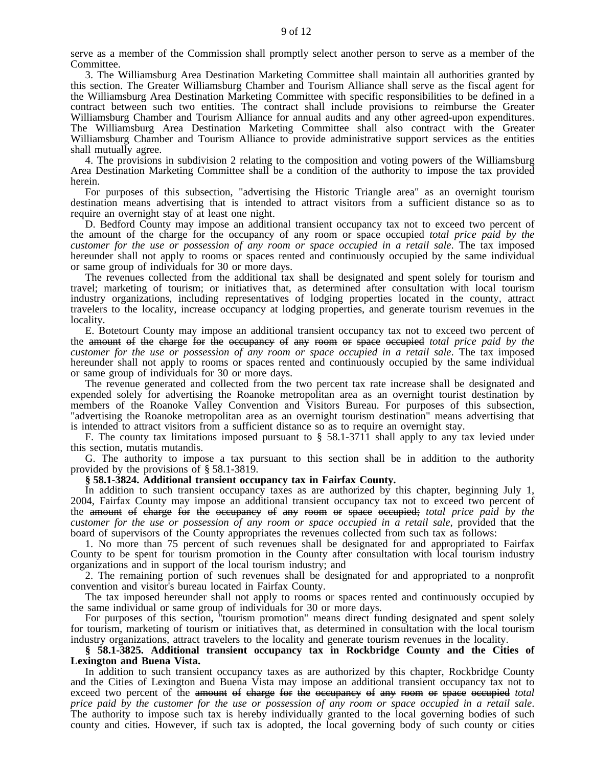serve as a member of the Commission shall promptly select another person to serve as a member of the Committee.

3. The Williamsburg Area Destination Marketing Committee shall maintain all authorities granted by this section. The Greater Williamsburg Chamber and Tourism Alliance shall serve as the fiscal agent for the Williamsburg Area Destination Marketing Committee with specific responsibilities to be defined in a contract between such two entities. The contract shall include provisions to reimburse the Greater Williamsburg Chamber and Tourism Alliance for annual audits and any other agreed-upon expenditures. The Williamsburg Area Destination Marketing Committee shall also contract with the Greater Williamsburg Chamber and Tourism Alliance to provide administrative support services as the entities shall mutually agree.

4. The provisions in subdivision 2 relating to the composition and voting powers of the Williamsburg Area Destination Marketing Committee shall be a condition of the authority to impose the tax provided herein.

For purposes of this subsection, "advertising the Historic Triangle area" as an overnight tourism destination means advertising that is intended to attract visitors from a sufficient distance so as to require an overnight stay of at least one night.

D. Bedford County may impose an additional transient occupancy tax not to exceed two percent of the ~~amount of the charge for the occupancy of any room or space occupied~~ *total price paid by the customer for the use or possession of any room or space occupied in a retail sale*. The tax imposed hereunder shall not apply to rooms or spaces rented and continuously occupied by the same individual or same group of individuals for 30 or more days.

The revenues collected from the additional tax shall be designated and spent solely for tourism and travel; marketing of tourism; or initiatives that, as determined after consultation with local tourism industry organizations, including representatives of lodging properties located in the county, attract travelers to the locality, increase occupancy at lodging properties, and generate tourism revenues in the locality.

E. Botetourt County may impose an additional transient occupancy tax not to exceed two percent of the ~~amount of the charge for the occupancy of any room or space occupied~~ *total price paid by the customer for the use or possession of any room or space occupied in a retail sale*. The tax imposed hereunder shall not apply to rooms or spaces rented and continuously occupied by the same individual or same group of individuals for 30 or more days.

The revenue generated and collected from the two percent tax rate increase shall be designated and expended solely for advertising the Roanoke metropolitan area as an overnight tourist destination by members of the Roanoke Valley Convention and Visitors Bureau. For purposes of this subsection, "advertising the Roanoke metropolitan area as an overnight tourism destination" means advertising that is intended to attract visitors from a sufficient distance so as to require an overnight stay.

F. The county tax limitations imposed pursuant to § 58.1-3711 shall apply to any tax levied under this section, mutatis mutandis.

G. The authority to impose a tax pursuant to this section shall be in addition to the authority provided by the provisions of § 58.1-3819.

**§ 58.1-3824. Additional transient occupancy tax in Fairfax County.**

In addition to such transient occupancy taxes as are authorized by this chapter, beginning July 1, 2004, Fairfax County may impose an additional transient occupancy tax not to exceed two percent of the ~~amount of charge for the occupancy of any room or space occupied;~~ *total price paid by the customer for the use or possession of any room or space occupied in a retail sale,* provided that the board of supervisors of the County appropriates the revenues collected from such tax as follows:

1. No more than 75 percent of such revenues shall be designated for and appropriated to Fairfax County to be spent for tourism promotion in the County after consultation with local tourism industry organizations and in support of the local tourism industry; and

2. The remaining portion of such revenues shall be designated for and appropriated to a nonprofit convention and visitor's bureau located in Fairfax County.

The tax imposed hereunder shall not apply to rooms or spaces rented and continuously occupied by the same individual or same group of individuals for 30 or more days.

For purposes of this section, "tourism promotion" means direct funding designated and spent solely for tourism, marketing of tourism or initiatives that, as determined in consultation with the local tourism industry organizations, attract travelers to the locality and generate tourism revenues in the locality.

**§ 58.1-3825. Additional transient occupancy tax in Rockbridge County and the Cities of Lexington and Buena Vista.**

In addition to such transient occupancy taxes as are authorized by this chapter, Rockbridge County and the Cities of Lexington and Buena Vista may impose an additional transient occupancy tax not to exceed two percent of the ~~amount of charge for the occupancy of any room or space occupied~~ *total price paid by the customer for the use or possession of any room or space occupied in a retail sale*. The authority to impose such tax is hereby individually granted to the local governing bodies of such county and cities. However, if such tax is adopted, the local governing body of such county or cities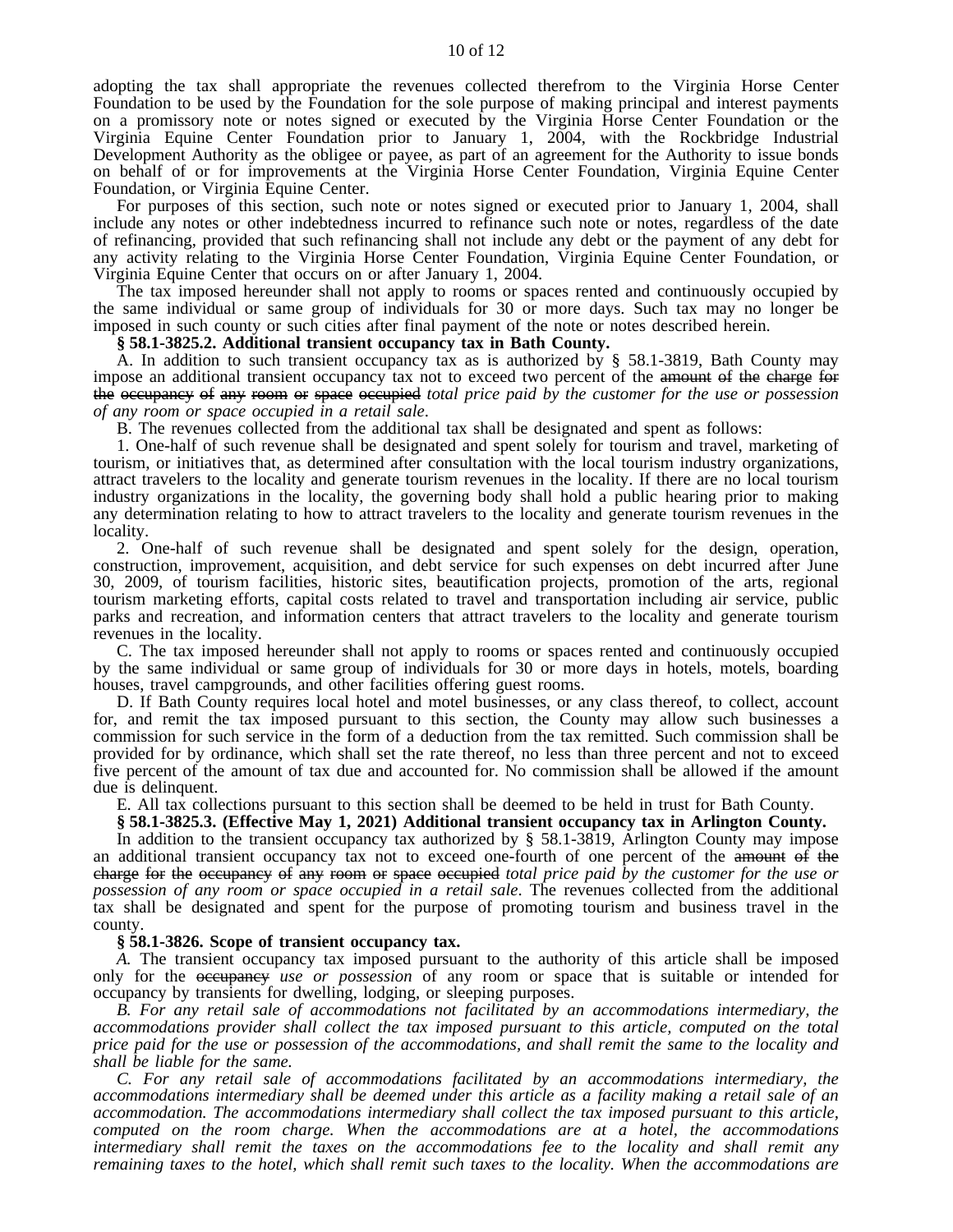adopting the tax shall appropriate the revenues collected therefrom to the Virginia Horse Center Foundation to be used by the Foundation for the sole purpose of making principal and interest payments on a promissory note or notes signed or executed by the Virginia Horse Center Foundation or the Virginia Equine Center Foundation prior to January 1, 2004, with the Rockbridge Industrial Development Authority as the obligee or payee, as part of an agreement for the Authority to issue bonds on behalf of or for improvements at the Virginia Horse Center Foundation, Virginia Equine Center Foundation, or Virginia Equine Center.

For purposes of this section, such note or notes signed or executed prior to January 1, 2004, shall include any notes or other indebtedness incurred to refinance such note or notes, regardless of the date of refinancing, provided that such refinancing shall not include any debt or the payment of any debt for any activity relating to the Virginia Horse Center Foundation, Virginia Equine Center Foundation, or Virginia Equine Center that occurs on or after January 1, 2004.

The tax imposed hereunder shall not apply to rooms or spaces rented and continuously occupied by the same individual or same group of individuals for 30 or more days. Such tax may no longer be imposed in such county or such cities after final payment of the note or notes described herein.

**§ 58.1-3825.2. Additional transient occupancy tax in Bath County.**

A. In addition to such transient occupancy tax as is authorized by § 58.1-3819, Bath County may impose an additional transient occupancy tax not to exceed two percent of the ~~amount of the charge for the occupancy of any room or space occupied~~ *total price paid by the customer for the use or possession of any room or space occupied in a retail sale*.

B. The revenues collected from the additional tax shall be designated and spent as follows:

1. One-half of such revenue shall be designated and spent solely for tourism and travel, marketing of tourism, or initiatives that, as determined after consultation with the local tourism industry organizations, attract travelers to the locality and generate tourism revenues in the locality. If there are no local tourism industry organizations in the locality, the governing body shall hold a public hearing prior to making any determination relating to how to attract travelers to the locality and generate tourism revenues in the locality.

2. One-half of such revenue shall be designated and spent solely for the design, operation, construction, improvement, acquisition, and debt service for such expenses on debt incurred after June 30, 2009, of tourism facilities, historic sites, beautification projects, promotion of the arts, regional tourism marketing efforts, capital costs related to travel and transportation including air service, public parks and recreation, and information centers that attract travelers to the locality and generate tourism revenues in the locality.

C. The tax imposed hereunder shall not apply to rooms or spaces rented and continuously occupied by the same individual or same group of individuals for 30 or more days in hotels, motels, boarding houses, travel campgrounds, and other facilities offering guest rooms.

D. If Bath County requires local hotel and motel businesses, or any class thereof, to collect, account for, and remit the tax imposed pursuant to this section, the County may allow such businesses a commission for such service in the form of a deduction from the tax remitted. Such commission shall be provided for by ordinance, which shall set the rate thereof, no less than three percent and not to exceed five percent of the amount of tax due and accounted for. No commission shall be allowed if the amount due is delinquent.

E. All tax collections pursuant to this section shall be deemed to be held in trust for Bath County.

**§ 58.1-3825.3. (Effective May 1, 2021) Additional transient occupancy tax in Arlington County.**

In addition to the transient occupancy tax authorized by § 58.1-3819, Arlington County may impose an additional transient occupancy tax not to exceed one-fourth of one percent of the ~~amount of the charge for the occupancy of any room or space occupied~~ *total price paid by the customer for the use or possession of any room or space occupied in a retail sale*. The revenues collected from the additional tax shall be designated and spent for the purpose of promoting tourism and business travel in the county.

**§ 58.1-3826. Scope of transient occupancy tax.**

*A.* The transient occupancy tax imposed pursuant to the authority of this article shall be imposed only for the ~~occupancy~~ *use or possession* of any room or space that is suitable or intended for occupancy by transients for dwelling, lodging, or sleeping purposes.

*B. For any retail sale of accommodations not facilitated by an accommodations intermediary, the accommodations provider shall collect the tax imposed pursuant to this article, computed on the total price paid for the use or possession of the accommodations, and shall remit the same to the locality and shall be liable for the same.*

*C. For any retail sale of accommodations facilitated by an accommodations intermediary, the accommodations intermediary shall be deemed under this article as a facility making a retail sale of an accommodation. The accommodations intermediary shall collect the tax imposed pursuant to this article, computed on the room charge. When the accommodations are at a hotel, the accommodations intermediary shall remit the taxes on the accommodations fee to the locality and shall remit any remaining taxes to the hotel, which shall remit such taxes to the locality. When the accommodations are*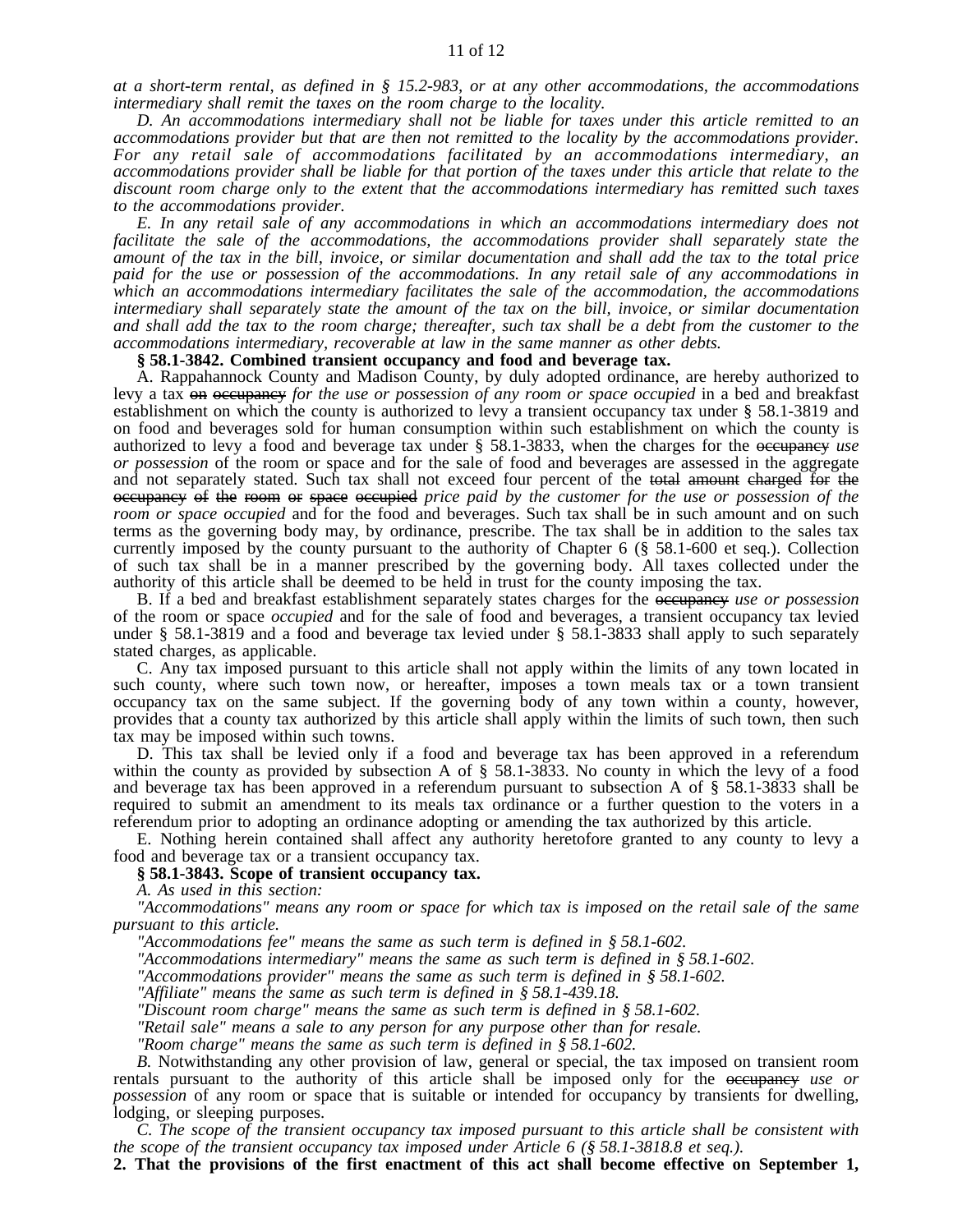*at a short-term rental, as defined in § 15.2-983, or at any other accommodations, the accommodations intermediary shall remit the taxes on the room charge to the locality.*

*D. An accommodations intermediary shall not be liable for taxes under this article remitted to an accommodations provider but that are then not remitted to the locality by the accommodations provider. For any retail sale of accommodations facilitated by an accommodations intermediary, an accommodations provider shall be liable for that portion of the taxes under this article that relate to the discount room charge only to the extent that the accommodations intermediary has remitted such taxes to the accommodations provider.*

*E. In any retail sale of any accommodations in which an accommodations intermediary does not facilitate the sale of the accommodations, the accommodations provider shall separately state the amount of the tax in the bill, invoice, or similar documentation and shall add the tax to the total price paid for the use or possession of the accommodations. In any retail sale of any accommodations in which an accommodations intermediary facilitates the sale of the accommodation, the accommodations intermediary shall separately state the amount of the tax on the bill, invoice, or similar documentation and shall add the tax to the room charge; thereafter, such tax shall be a debt from the customer to the accommodations intermediary, recoverable at law in the same manner as other debts.*

**§ 58.1-3842. Combined transient occupancy and food and beverage tax.**

A. Rappahannock County and Madison County, by duly adopted ordinance, are hereby authorized to levy a tax ~~on occupancy~~ *for the use or possession of any room or space occupied* in a bed and breakfast establishment on which the county is authorized to levy a transient occupancy tax under § 58.1-3819 and on food and beverages sold for human consumption within such establishment on which the county is authorized to levy a food and beverage tax under § 58.1-3833, when the charges for the ~~occupancy~~ *use or possession* of the room or space and for the sale of food and beverages are assessed in the aggregate and not separately stated. Such tax shall not exceed four percent of the ~~total amount charged for the occupancy of the room or space occupied~~ *price paid by the customer for the use or possession of the room or space occupied* and for the food and beverages. Such tax shall be in such amount and on such terms as the governing body may, by ordinance, prescribe. The tax shall be in addition to the sales tax currently imposed by the county pursuant to the authority of Chapter 6 (§ 58.1-600 et seq.). Collection of such tax shall be in a manner prescribed by the governing body. All taxes collected under the authority of this article shall be deemed to be held in trust for the county imposing the tax.

B. If a bed and breakfast establishment separately states charges for the ~~occupancy~~ *use or possession* of the room or space *occupied* and for the sale of food and beverages, a transient occupancy tax levied under § 58.1-3819 and a food and beverage tax levied under § 58.1-3833 shall apply to such separately stated charges, as applicable.

C. Any tax imposed pursuant to this article shall not apply within the limits of any town located in such county, where such town now, or hereafter, imposes a town meals tax or a town transient occupancy tax on the same subject. If the governing body of any town within a county, however, provides that a county tax authorized by this article shall apply within the limits of such town, then such tax may be imposed within such towns.

D. This tax shall be levied only if a food and beverage tax has been approved in a referendum within the county as provided by subsection A of § 58.1-3833. No county in which the levy of a food and beverage tax has been approved in a referendum pursuant to subsection A of § 58.1-3833 shall be required to submit an amendment to its meals tax ordinance or a further question to the voters in a referendum prior to adopting an ordinance adopting or amending the tax authorized by this article.

E. Nothing herein contained shall affect any authority heretofore granted to any county to levy a food and beverage tax or a transient occupancy tax.

**§ 58.1-3843. Scope of transient occupancy tax.**

*A. As used in this section:*

*"Accommodations" means any room or space for which tax is imposed on the retail sale of the same pursuant to this article.*

*"Accommodations fee" means the same as such term is defined in § 58.1-602.*

*"Accommodations intermediary" means the same as such term is defined in § 58.1-602.*

*"Accommodations provider" means the same as such term is defined in § 58.1-602.*

*"Affiliate" means the same as such term is defined in § 58.1-439.18.*

*"Discount room charge" means the same as such term is defined in § 58.1-602.*

*"Retail sale" means a sale to any person for any purpose other than for resale.*

*"Room charge" means the same as such term is defined in § 58.1-602.*

*B.* Notwithstanding any other provision of law, general or special, the tax imposed on transient room rentals pursuant to the authority of this article shall be imposed only for the ~~occupancy~~ *use or possession* of any room or space that is suitable or intended for occupancy by transients for dwelling, lodging, or sleeping purposes.

*C. The scope of the transient occupancy tax imposed pursuant to this article shall be consistent with the scope of the transient occupancy tax imposed under Article 6 (§ 58.1-3818.8 et seq.).*

**2. That the provisions of the first enactment of this act shall become effective on September 1,**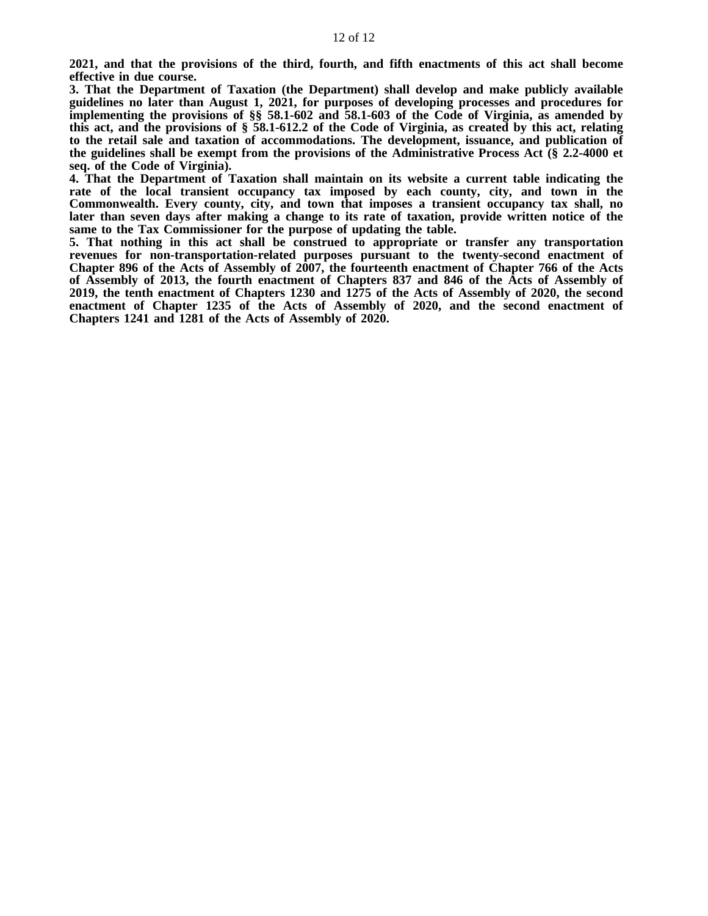**2021, and that the provisions of the third, fourth, and fifth enactments of this act shall become effective in due course.**

**3. That the Department of Taxation (the Department) shall develop and make publicly available guidelines no later than August 1, 2021, for purposes of developing processes and procedures for implementing the provisions of §§ 58.1-602 and 58.1-603 of the Code of Virginia, as amended by this act, and the provisions of § 58.1-612.2 of the Code of Virginia, as created by this act, relating to the retail sale and taxation of accommodations. The development, issuance, and publication of the guidelines shall be exempt from the provisions of the Administrative Process Act (§ 2.2-4000 et seq. of the Code of Virginia).**

**4. That the Department of Taxation shall maintain on its website a current table indicating the rate of the local transient occupancy tax imposed by each county, city, and town in the Commonwealth. Every county, city, and town that imposes a transient occupancy tax shall, no later than seven days after making a change to its rate of taxation, provide written notice of the same to the Tax Commissioner for the purpose of updating the table.**

**5. That nothing in this act shall be construed to appropriate or transfer any transportation revenues for non-transportation-related purposes pursuant to the twenty-second enactment of Chapter 896 of the Acts of Assembly of 2007, the fourteenth enactment of Chapter 766 of the Acts of Assembly of 2013, the fourth enactment of Chapters 837 and 846 of the Acts of Assembly of 2019, the tenth enactment of Chapters 1230 and 1275 of the Acts of Assembly of 2020, the second enactment of Chapter 1235 of the Acts of Assembly of 2020, and the second enactment of Chapters 1241 and 1281 of the Acts of Assembly of 2020.**